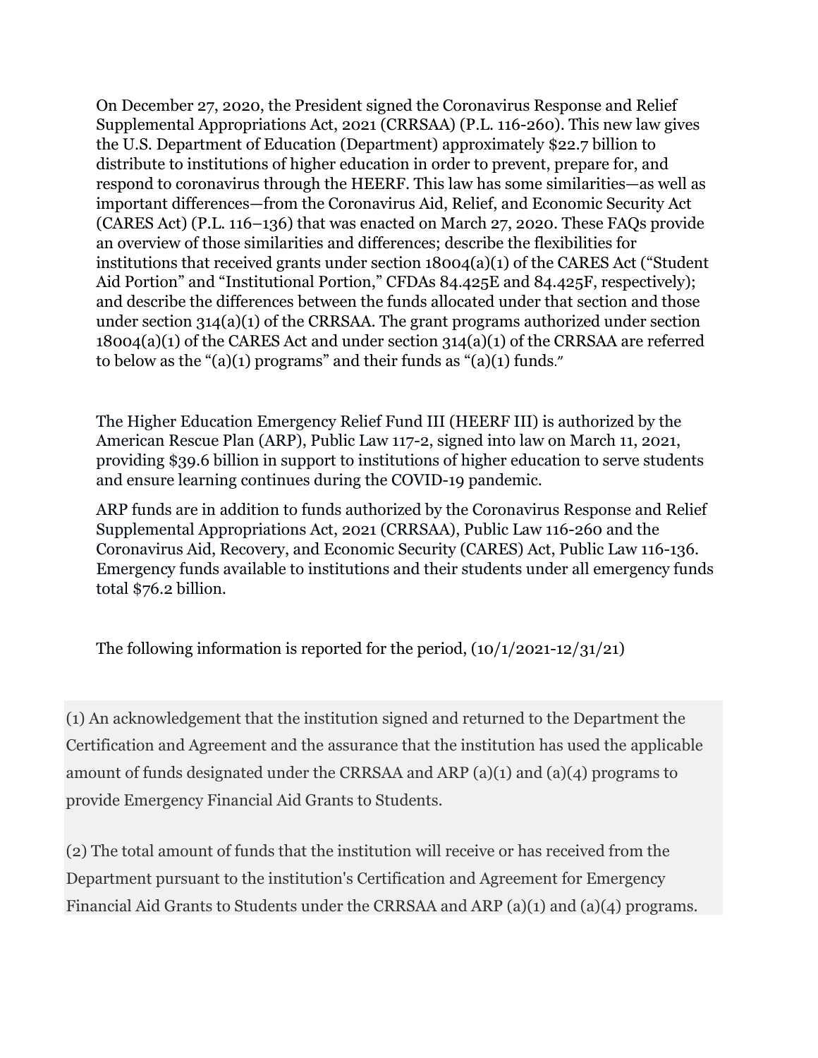On December 27, 2020, the President signed the Coronavirus Response and Relief Supplemental Appropriations Act, 2021 (CRRSAA) (P.L. 116-260). This new law gives the U.S. Department of Education (Department) approximately $22.7 billion to distribute to institutions of higher education in order to prevent, prepare for, and respond to coronavirus through the HEERF. This law has some similarities—as well as important differences—from the Coronavirus Aid, Relief, and Economic Security Act (CARES Act) (P.L. 116–136) that was enacted on March 27, 2020. These FAQs provide an overview of those similarities and differences; describe the flexibilities for institutions that received grants under section 18004(a)(1) of the CARES Act ("Student Aid Portion" and "Institutional Portion," CFDAs 84.425E and 84.425F, respectively); and describe the differences between the funds allocated under that section and those under section 314(a)(1) of the CRRSAA. The grant programs authorized under section 18004(a)(1) of the CARES Act and under section 314(a)(1) of the CRRSAA are referred to below as the "(a)(1) programs" and their funds as "(a)(1) funds."

The Higher Education Emergency Relief Fund III (HEERF III) is authorized by the American Rescue Plan (ARP), Public Law 117-2, signed into law on March 11, 2021, providing $39.6 billion in support to institutions of higher education to serve students and ensure learning continues during the COVID-19 pandemic.

ARP funds are in addition to funds authorized by the Coronavirus Response and Relief Supplemental Appropriations Act, 2021 (CRRSAA), Public Law 116-260 and the Coronavirus Aid, Recovery, and Economic Security (CARES) Act, Public Law 116-136. Emergency funds available to institutions and their students under all emergency funds total $76.2 billion.

The following information is reported for the period, (10/1/2021-12/31/21)

(1) An acknowledgement that the institution signed and returned to the Department the Certification and Agreement and the assurance that the institution has used the applicable amount of funds designated under the CRRSAA and ARP (a)(1) and (a)(4) programs to provide Emergency Financial Aid Grants to Students.

(2) The total amount of funds that the institution will receive or has received from the Department pursuant to the institution's Certification and Agreement for Emergency Financial Aid Grants to Students under the CRRSAA and ARP (a)(1) and (a)(4) programs.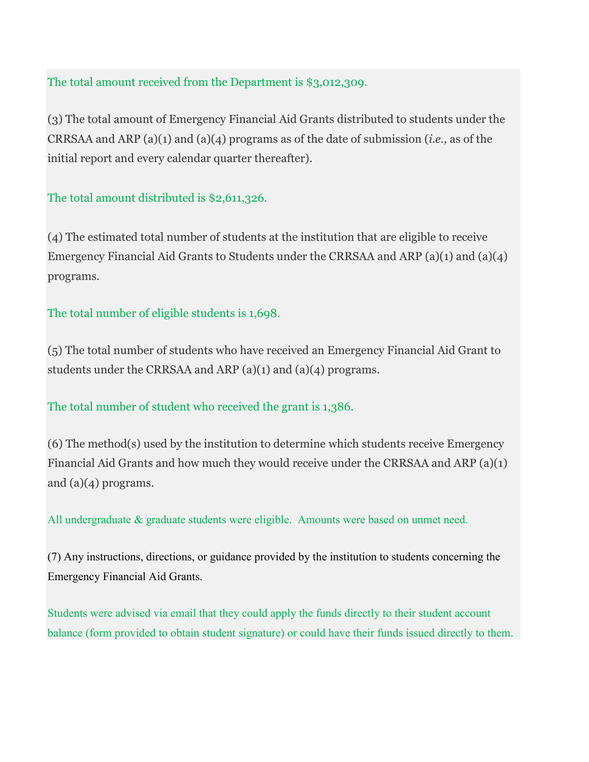The total amount received from the Department is $3,012,309.

(3) The total amount of Emergency Financial Aid Grants distributed to students under the CRRSAA and ARP (a)(1) and (a)(4) programs as of the date of submission (*i.e.,* as of the initial report and every calendar quarter thereafter).

The total amount distributed is $2,611,326.

(4) The estimated total number of students at the institution that are eligible to receive Emergency Financial Aid Grants to Students under the CRRSAA and ARP (a)(1) and (a)(4) programs.

The total number of eligible students is 1,698.

(5) The total number of students who have received an Emergency Financial Aid Grant to students under the CRRSAA and ARP (a)(1) and (a)(4) programs.

The total number of student who received the grant is 1,386.

(6) The method(s) used by the institution to determine which students receive Emergency Financial Aid Grants and how much they would receive under the CRRSAA and ARP (a)(1) and (a)(4) programs.

All undergraduate & graduate students were eligible. Amounts were based on unmet need.

(7) Any instructions, directions, or guidance provided by the institution to students concerning the Emergency Financial Aid Grants.

Students were advised via email that they could apply the funds directly to their student account balance (form provided to obtain student signature) or could have their funds issued directly to them.